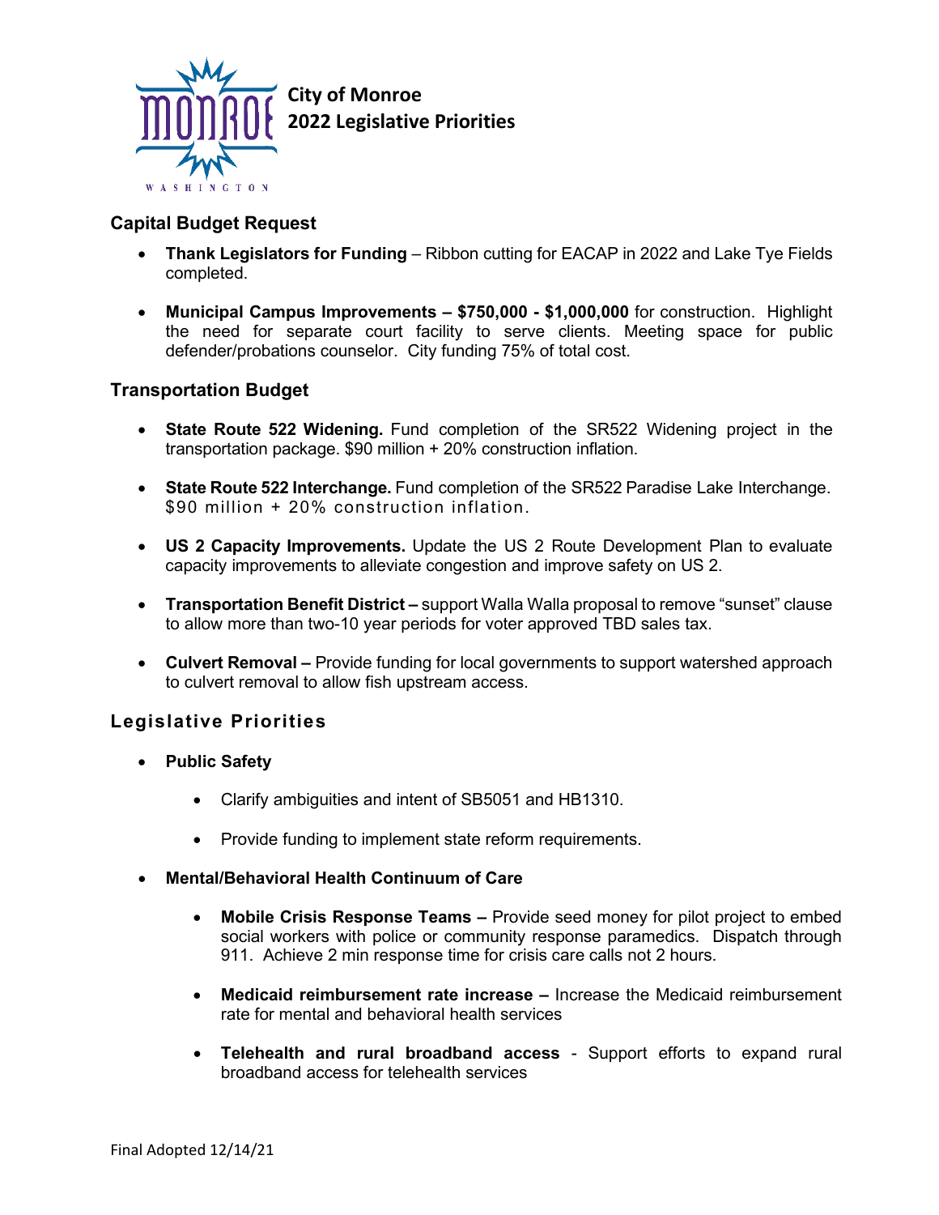# City of Monroe
# 2022 Legislative Priorities

## Capital Budget Request

- **Thank Legislators for Funding** – Ribbon cutting for EACAP in 2022 and Lake Tye Fields completed.
- **Municipal Campus Improvements – $750,000 - $1,000,000** for construction. Highlight the need for separate court facility to serve clients. Meeting space for public defender/probations counselor. City funding 75% of total cost.

## Transportation Budget

- **State Route 522 Widening.** Fund completion of the SR522 Widening project in the transportation package. $90 million + 20% construction inflation.
- **State Route 522 Interchange.** Fund completion of the SR522 Paradise Lake Interchange. $90 million + 20% construction inflation.
- **US 2 Capacity Improvements.** Update the US 2 Route Development Plan to evaluate capacity improvements to alleviate congestion and improve safety on US 2.
- **Transportation Benefit District –** support Walla Walla proposal to remove "sunset" clause to allow more than two-10 year periods for voter approved TBD sales tax.
- **Culvert Removal –** Provide funding for local governments to support watershed approach to culvert removal to allow fish upstream access.

## Legislative Priorities

- **Public Safety**
  - Clarify ambiguities and intent of SB5051 and HB1310.
  - Provide funding to implement state reform requirements.
- **Mental/Behavioral Health Continuum of Care**
  - **Mobile Crisis Response Teams –** Provide seed money for pilot project to embed social workers with police or community response paramedics. Dispatch through 911. Achieve 2 min response time for crisis care calls not 2 hours.
  - **Medicaid reimbursement rate increase –** Increase the Medicaid reimbursement rate for mental and behavioral health services
  - **Telehealth and rural broadband access** - Support efforts to expand rural broadband access for telehealth services

Final Adopted 12/14/21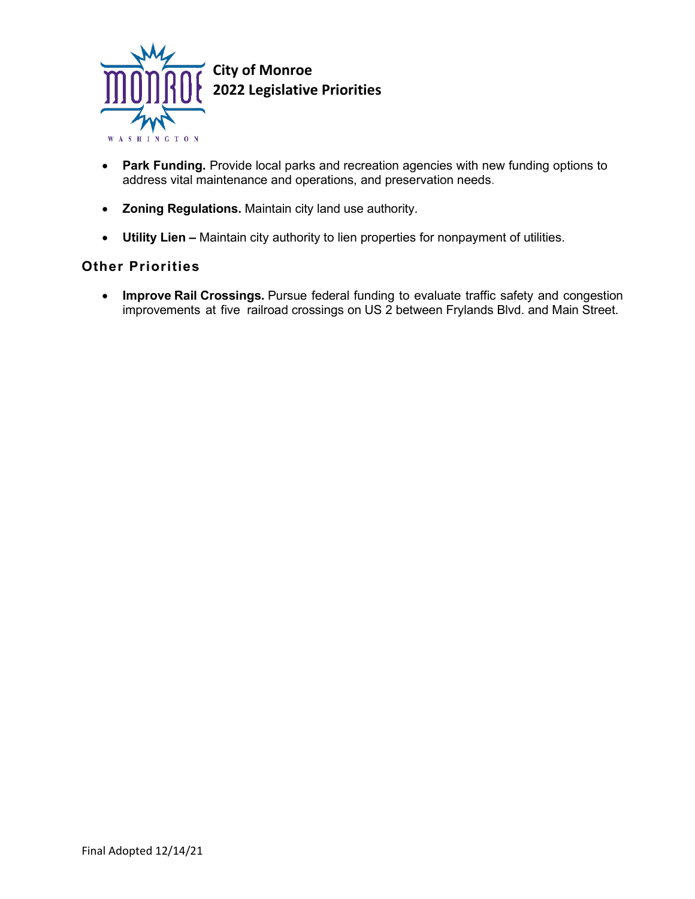# City of Monroe
# 2022 Legislative Priorities

- **Park Funding.** Provide local parks and recreation agencies with new funding options to address vital maintenance and operations, and preservation needs.
- **Zoning Regulations.** Maintain city land use authority.
- **Utility Lien –** Maintain city authority to lien properties for nonpayment of utilities.

## Other Priorities

- **Improve Rail Crossings.** Pursue federal funding to evaluate traffic safety and congestion improvements at five railroad crossings on US 2 between Frylands Blvd. and Main Street.

Final Adopted 12/14/21